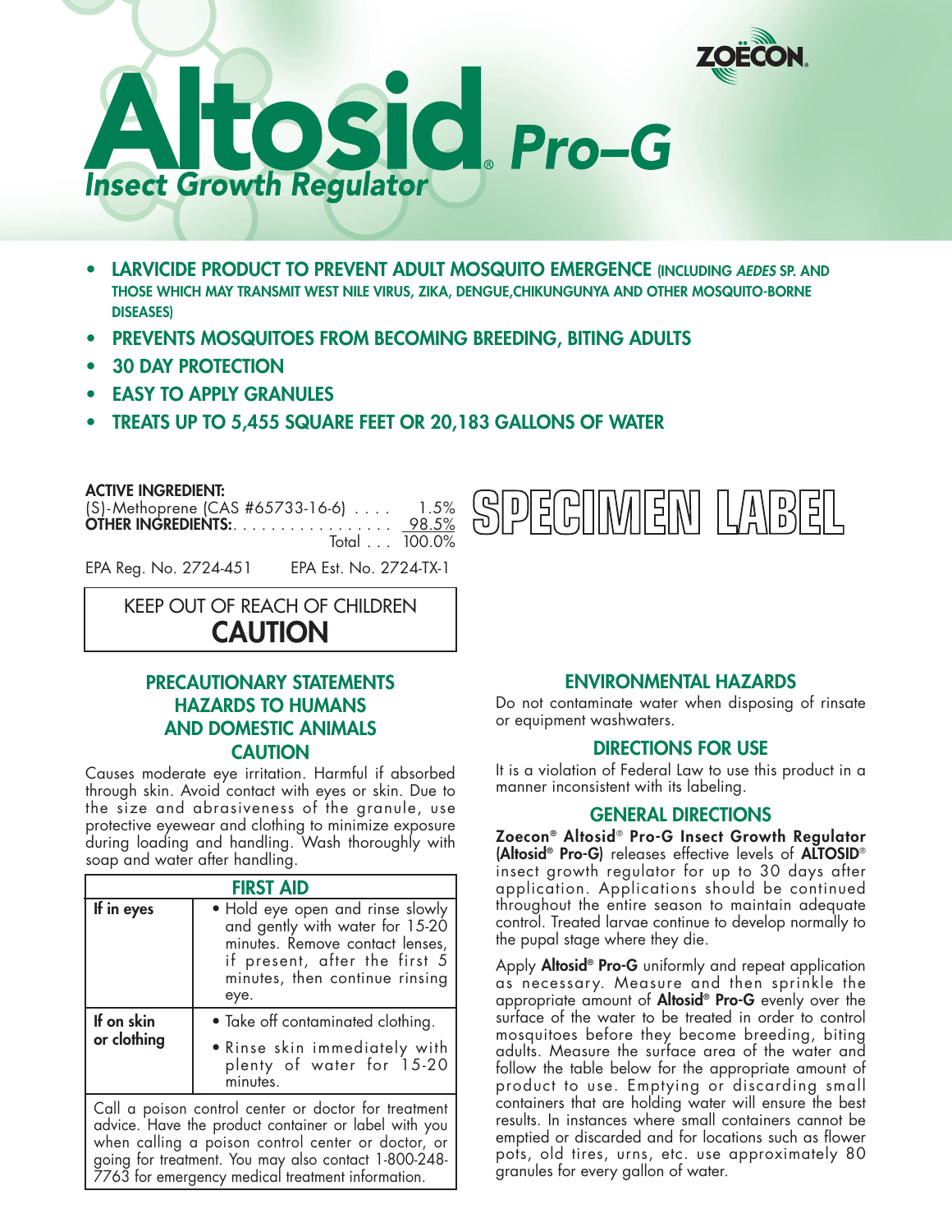ZOËCON®

# Altosid® Pro–G

## Insect Growth Regulator

- **LARVICIDE PRODUCT TO PREVENT ADULT MOSQUITO EMERGENCE (INCLUDING *AEDES* SP. AND THOSE WHICH MAY TRANSMIT WEST NILE VIRUS, ZIKA, DENGUE, CHIKUNGUNYA AND OTHER MOSQUITO-BORNE DISEASES)**
- **PREVENTS MOSQUITOES FROM BECOMING BREEDING, BITING ADULTS**
- **30 DAY PROTECTION**
- **EASY TO APPLY GRANULES**
- **TREATS UP TO 5,455 SQUARE FEET OR 20,183 GALLONS OF WATER**

**ACTIVE INGREDIENT:**

| | |
|---|---|
| (S)-Methoprene (CAS #65733-16-6) . . . . | 1.5% |
| **OTHER INGREDIENTS:** . . . . . . . . . . . . . . . . . | 98.5% |
| Total . . . | 100.0% |

EPA Reg. No. 2724-451 EPA Est. No. 2724-TX-1

SPECIMEN LABEL

KEEP OUT OF REACH OF CHILDREN
**CAUTION**

## PRECAUTIONARY STATEMENTS HAZARDS TO HUMANS AND DOMESTIC ANIMALS CAUTION

Causes moderate eye irritation. Harmful if absorbed through skin. Avoid contact with eyes or skin. Due to the size and abrasiveness of the granule, use protective eyewear and clothing to minimize exposure during loading and handling. Wash thoroughly with soap and water after handling.

| FIRST AID | |
|---|---|
| **If in eyes** | • Hold eye open and rinse slowly and gently with water for 15-20 minutes. Remove contact lenses, if present, after the first 5 minutes, then continue rinsing eye. |
| **If on skin or clothing** | • Take off contaminated clothing.<br>• Rinse skin immediately with plenty of water for 15-20 minutes. |
| Call a poison control center or doctor for treatment advice. Have the product container or label with you when calling a poison control center or doctor, or going for treatment. You may also contact 1-800-248-7763 for emergency medical treatment information. | |

## ENVIRONMENTAL HAZARDS

Do not contaminate water when disposing of rinsate or equipment washwaters.

## DIRECTIONS FOR USE

It is a violation of Federal Law to use this product in a manner inconsistent with its labeling.

## GENERAL DIRECTIONS

**Zoecon® Altosid® Pro-G Insect Growth Regulator (Altosid® Pro-G)** releases effective levels of **ALTOSID®** insect growth regulator for up to 30 days after application. Applications should be continued throughout the entire season to maintain adequate control. Treated larvae continue to develop normally to the pupal stage where they die.

Apply **Altosid® Pro-G** uniformly and repeat application as necessary. Measure and then sprinkle the appropriate amount of **Altosid® Pro-G** evenly over the surface of the water to be treated in order to control mosquitoes before they become breeding, biting adults. Measure the surface area of the water and follow the table below for the appropriate amount of product to use. Emptying or discarding small containers that are holding water will ensure the best results. In instances where small containers cannot be emptied or discarded and for locations such as flower pots, old tires, urns, etc. use approximately 80 granules for every gallon of water.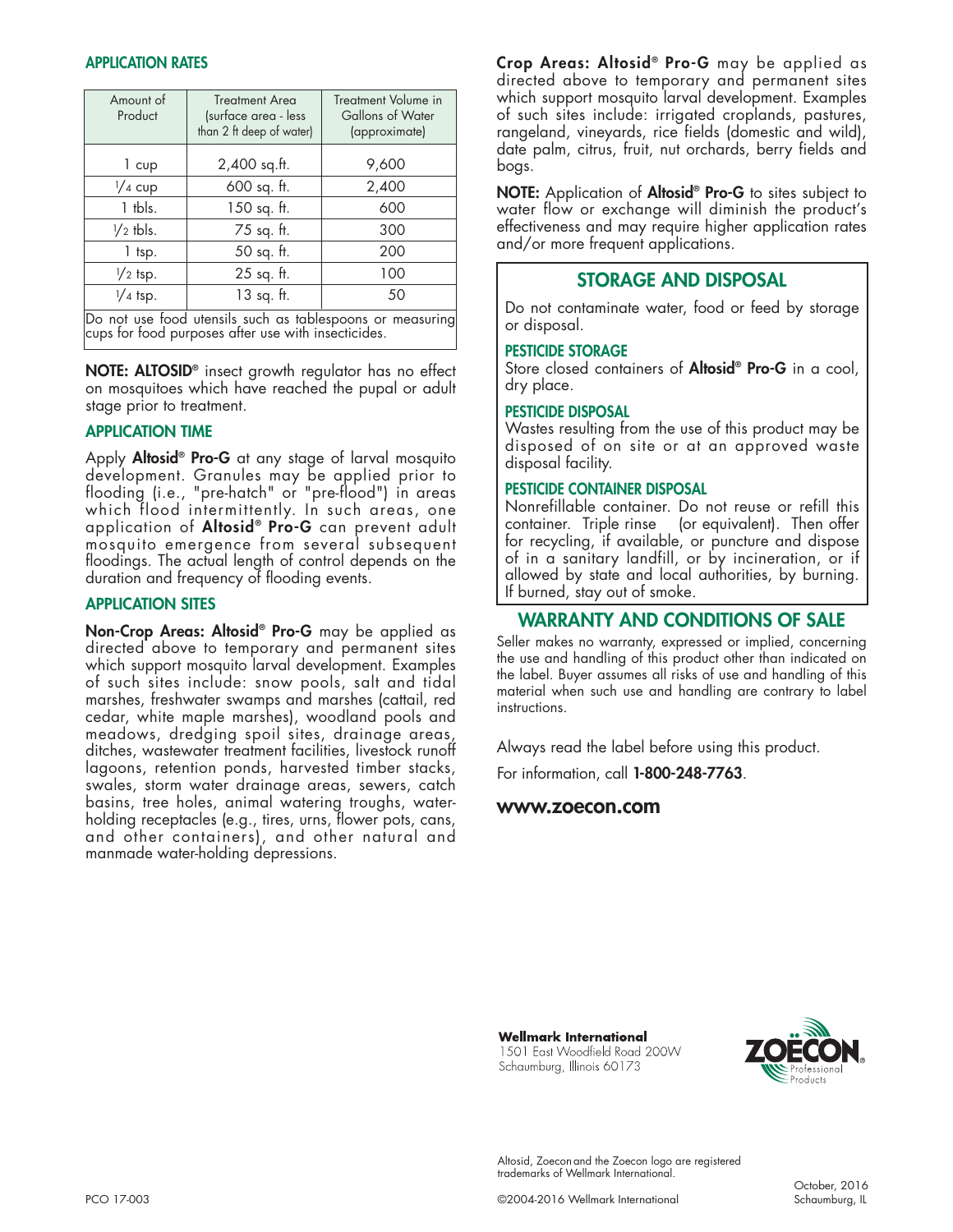## APPLICATION RATES

| Amount of Product | Treatment Area (surface area - less than 2 ft deep of water) | Treatment Volume in Gallons of Water (approximate) |
|---|---|---|
| 1 cup | 2,400 sq.ft. | 9,600 |
| 1/4 cup | 600 sq. ft. | 2,400 |
| 1 tbls. | 150 sq. ft. | 600 |
| 1/2 tbls. | 75 sq. ft. | 300 |
| 1 tsp. | 50 sq. ft. | 200 |
| 1/2 tsp. | 25 sq. ft. | 100 |
| 1/4 tsp. | 13 sq. ft. | 50 |

Do not use food utensils such as tablespoons or measuring cups for food purposes after use with insecticides.

**NOTE: ALTOSID®** insect growth regulator has no effect on mosquitoes which have reached the pupal or adult stage prior to treatment.

## APPLICATION TIME

Apply **Altosid® Pro-G** at any stage of larval mosquito development. Granules may be applied prior to flooding (i.e., "pre-hatch" or "pre-flood") in areas which flood intermittently. In such areas, one application of **Altosid® Pro-G** can prevent adult mosquito emergence from several subsequent floodings. The actual length of control depends on the duration and frequency of flooding events.

## APPLICATION SITES

**Non-Crop Areas: Altosid® Pro-G** may be applied as directed above to temporary and permanent sites which support mosquito larval development. Examples of such sites include: snow pools, salt and tidal marshes, freshwater swamps and marshes (cattail, red cedar, white maple marshes), woodland pools and meadows, dredging spoil sites, drainage areas, ditches, wastewater treatment facilities, livestock runoff lagoons, retention ponds, harvested timber stacks, swales, storm water drainage areas, sewers, catch basins, tree holes, animal watering troughs, water-holding receptacles (e.g., tires, urns, flower pots, cans, and other containers), and other natural and manmade water-holding depressions.

**Crop Areas: Altosid® Pro-G** may be applied as directed above to temporary and permanent sites which support mosquito larval development. Examples of such sites include: irrigated croplands, pastures, rangeland, vineyards, rice fields (domestic and wild), date palm, citrus, fruit, nut orchards, berry fields and bogs.

**NOTE:** Application of **Altosid® Pro-G** to sites subject to water flow or exchange will diminish the product's effectiveness and may require higher application rates and/or more frequent applications.

## STORAGE AND DISPOSAL

Do not contaminate water, food or feed by storage or disposal.

### PESTICIDE STORAGE

Store closed containers of **Altosid® Pro-G** in a cool, dry place.

### PESTICIDE DISPOSAL

Wastes resulting from the use of this product may be disposed of on site or at an approved waste disposal facility.

### PESTICIDE CONTAINER DISPOSAL

Nonrefillable container. Do not reuse or refill this container. Triple rinse (or equivalent). Then offer for recycling, if available, or puncture and dispose of in a sanitary landfill, or by incineration, or if allowed by state and local authorities, by burning. If burned, stay out of smoke.

## WARRANTY AND CONDITIONS OF SALE

Seller makes no warranty, expressed or implied, concerning the use and handling of this product other than indicated on the label. Buyer assumes all risks of use and handling of this material when such use and handling are contrary to label instructions.

Always read the label before using this product.

For information, call **1-800-248-7763**.

**www.zoecon.com**

**Wellmark International**
1501 East Woodfield Road 200W
Schaumburg, Illinois 60173

ZOECON Professional Products

Altosid, Zoecon and the Zoecon logo are registered trademarks of Wellmark International.

PCO 17-003

©2004-2016 Wellmark International

October, 2016
Schaumburg, IL